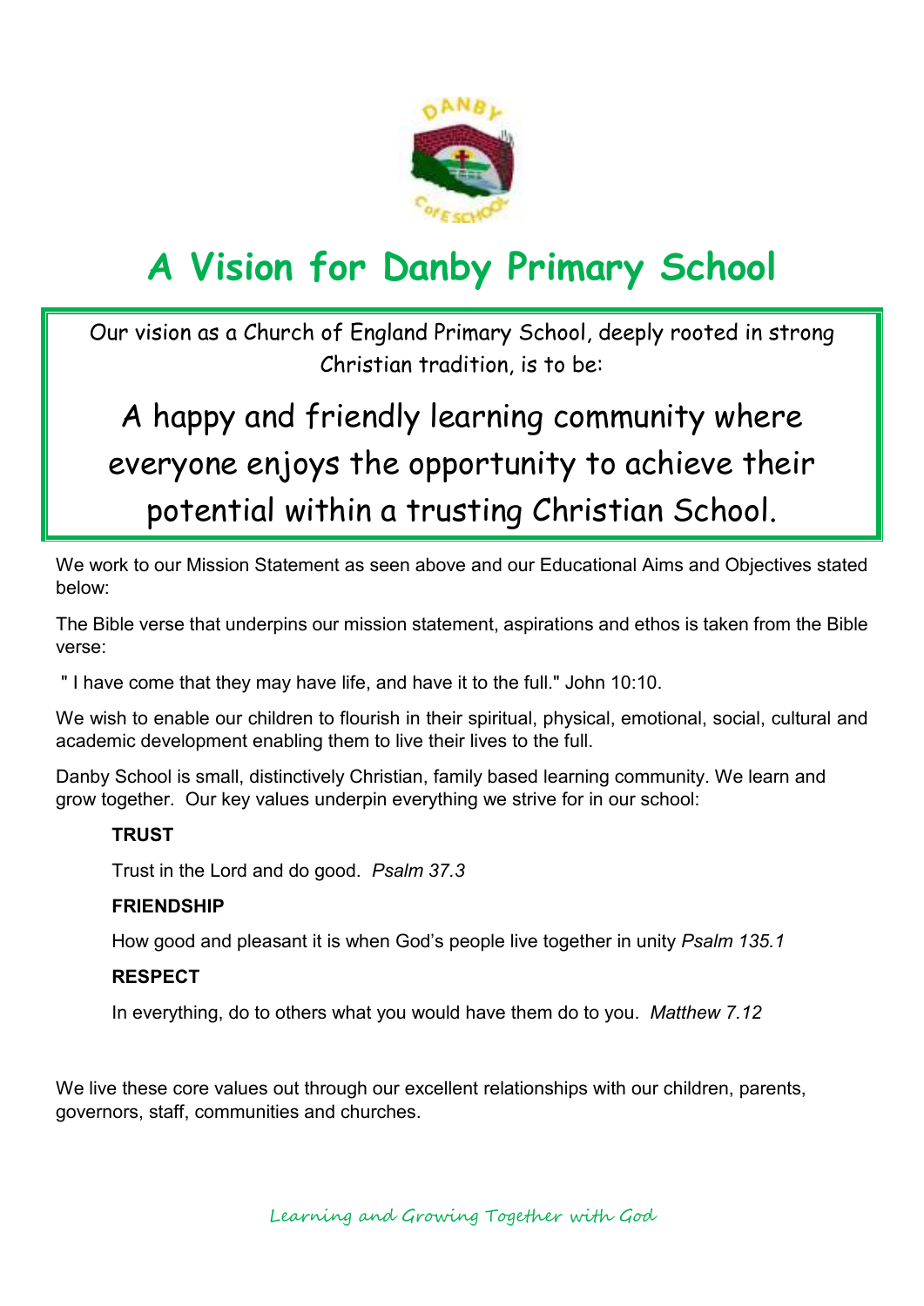# A Vision for Danby Primary School

Our vision as a Church of England Primary School, deeply rooted in strong Christian tradition, is to be:

A happy and friendly learning community where everyone enjoys the opportunity to achieve their potential within a trusting Christian School.

We work to our Mission Statement as seen above and our Educational Aims and Objectives stated below:

The Bible verse that underpins our mission statement, aspirations and ethos is taken from the Bible verse:

" I have come that they may have life, and have it to the full." John 10:10.

We wish to enable our children to flourish in their spiritual, physical, emotional, social, cultural and academic development enabling them to live their lives to the full.

Danby School is small, distinctively Christian, family based learning community. We learn and grow together. Our key values underpin everything we strive for in our school:

**TRUST**

Trust in the Lord and do good. *Psalm 37.3*

**FRIENDSHIP**

How good and pleasant it is when God's people live together in unity *Psalm 135.1*

**RESPECT**

In everything, do to others what you would have them do to you. *Matthew 7.12*

We live these core values out through our excellent relationships with our children, parents, governors, staff, communities and churches.

Learning and Growing Together with God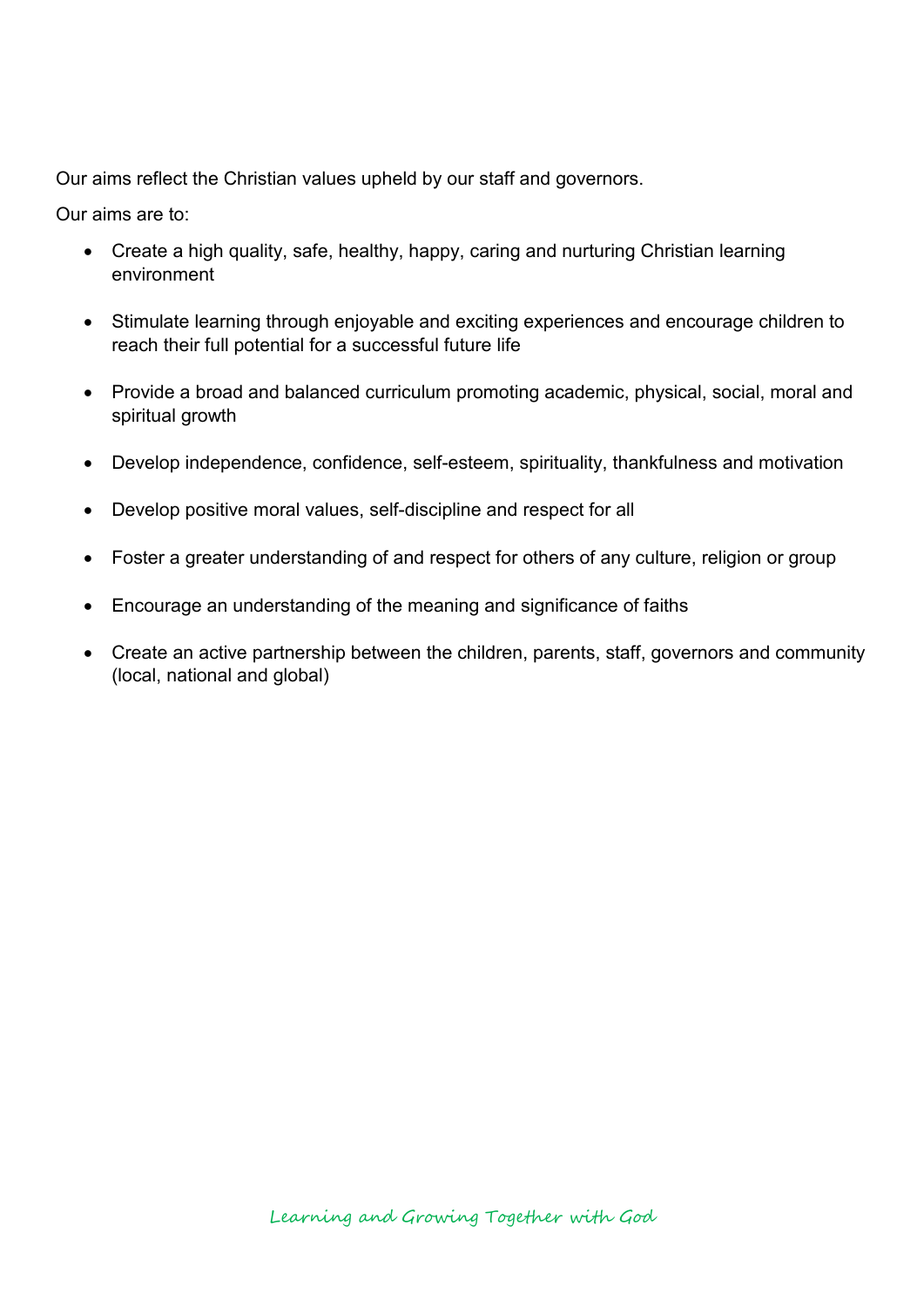Our aims reflect the Christian values upheld by our staff and governors.

Our aims are to:

- Create a high quality, safe, healthy, happy, caring and nurturing Christian learning environment
- Stimulate learning through enjoyable and exciting experiences and encourage children to reach their full potential for a successful future life
- Provide a broad and balanced curriculum promoting academic, physical, social, moral and spiritual growth
- Develop independence, confidence, self-esteem, spirituality, thankfulness and motivation
- Develop positive moral values, self-discipline and respect for all
- Foster a greater understanding of and respect for others of any culture, religion or group
- Encourage an understanding of the meaning and significance of faiths
- Create an active partnership between the children, parents, staff, governors and community (local, national and global)